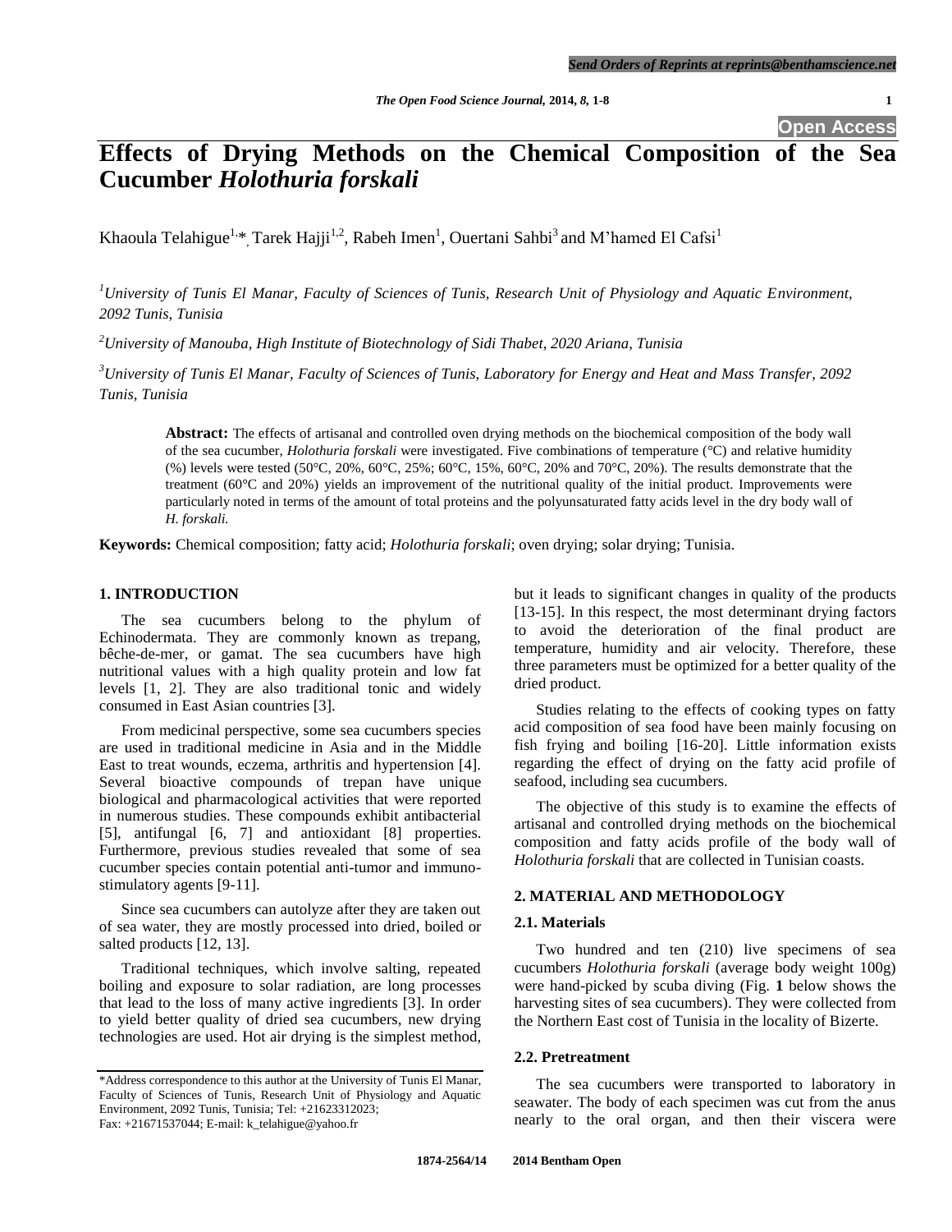Open Access

# Effects of Drying Methods on the Chemical Composition of the Sea Cucumber *Holothuria forskali*

Khaoula Telahigue[1,*], Tarek Hajji[1,2], Rabeh Imen[1], Ouertani Sahbi[3] and M'hamed El Cafsi[1]

[1] *University of Tunis El Manar, Faculty of Sciences of Tunis, Research Unit of Physiology and Aquatic Environment, 2092 Tunis, Tunisia*

[2] *University of Manouba, High Institute of Biotechnology of Sidi Thabet, 2020 Ariana, Tunisia*

[3] *University of Tunis El Manar, Faculty of Sciences of Tunis, Laboratory for Energy and Heat and Mass Transfer, 2092 Tunis, Tunisia*

**Abstract:** The effects of artisanal and controlled oven drying methods on the biochemical composition of the body wall of the sea cucumber, *Holothuria forskali* were investigated. Five combinations of temperature (°C) and relative humidity (%) levels were tested (50°C, 20%, 60°C, 25%; 60°C, 15%, 60°C, 20% and 70°C, 20%). The results demonstrate that the treatment (60°C and 20%) yields an improvement of the nutritional quality of the initial product. Improvements were particularly noted in terms of the amount of total proteins and the polyunsaturated fatty acids level in the dry body wall of *H. forskali.*

**Keywords:** Chemical composition; fatty acid; *Holothuria forskali*; oven drying; solar drying; Tunisia.

## 1. INTRODUCTION

The sea cucumbers belong to the phylum of Echinodermata. They are commonly known as trepang, bêche-de-mer, or gamat. The sea cucumbers have high nutritional values with a high quality protein and low fat levels [1, 2]. They are also traditional tonic and widely consumed in East Asian countries [3].

From medicinal perspective, some sea cucumbers species are used in traditional medicine in Asia and in the Middle East to treat wounds, eczema, arthritis and hypertension [4]. Several bioactive compounds of trepan have unique biological and pharmacological activities that were reported in numerous studies. These compounds exhibit antibacterial [5], antifungal [6, 7] and antioxidant [8] properties. Furthermore, previous studies revealed that some of sea cucumber species contain potential anti-tumor and immuno-stimulatory agents [9-11].

Since sea cucumbers can autolyze after they are taken out of sea water, they are mostly processed into dried, boiled or salted products [12, 13].

Traditional techniques, which involve salting, repeated boiling and exposure to solar radiation, are long processes that lead to the loss of many active ingredients [3]. In order to yield better quality of dried sea cucumbers, new drying technologies are used. Hot air drying is the simplest method, but it leads to significant changes in quality of the products [13-15]. In this respect, the most determinant drying factors to avoid the deterioration of the final product are temperature, humidity and air velocity. Therefore, these three parameters must be optimized for a better quality of the dried product.

Studies relating to the effects of cooking types on fatty acid composition of sea food have been mainly focusing on fish frying and boiling [16-20]. Little information exists regarding the effect of drying on the fatty acid profile of seafood, including sea cucumbers.

The objective of this study is to examine the effects of artisanal and controlled drying methods on the biochemical composition and fatty acids profile of the body wall of *Holothuria forskali* that are collected in Tunisian coasts.

## 2. MATERIAL AND METHODOLOGY

### 2.1. Materials

Two hundred and ten (210) live specimens of sea cucumbers *Holothuria forskali* (average body weight 100g) were hand-picked by scuba diving (Fig. **1** below shows the harvesting sites of sea cucumbers). They were collected from the Northern East cost of Tunisia in the locality of Bizerte.

### 2.2. Pretreatment

The sea cucumbers were transported to laboratory in seawater. The body of each specimen was cut from the anus nearly to the oral organ, and then their viscera were

\*Address correspondence to this author at the University of Tunis El Manar, Faculty of Sciences of Tunis, Research Unit of Physiology and Aquatic Environment, 2092 Tunis, Tunisia; Tel: +21623312023; Fax: +21671537044; E-mail: k_telahigue@yahoo.fr

1874-2564/14 2014 Bentham Open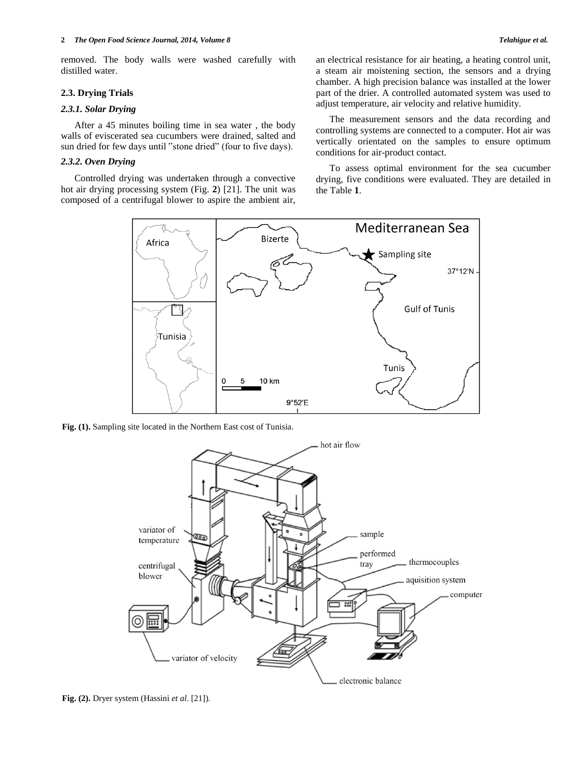removed. The body walls were washed carefully with distilled water.

### 2.3. Drying Trials

#### *2.3.1. Solar Drying*

After a 45 minutes boiling time in sea water , the body walls of eviscerated sea cucumbers were drained, salted and sun dried for few days until "stone dried" (four to five days).

#### *2.3.2. Oven Drying*

Controlled drying was undertaken through a convective hot air drying processing system (Fig. **2**) [21]. The unit was composed of a centrifugal blower to aspire the ambient air, an electrical resistance for air heating, a heating control unit, a steam air moistening section, the sensors and a drying chamber. A high precision balance was installed at the lower part of the drier. A controlled automated system was used to adjust temperature, air velocity and relative humidity.

The measurement sensors and the data recording and controlling systems are connected to a computer. Hot air was vertically orientated on the samples to ensure optimum conditions for air-product contact.

To assess optimal environment for the sea cucumber drying, five conditions were evaluated. They are detailed in the Table **1**.

**Fig. (1).** Sampling site located in the Northern East cost of Tunisia.

**Fig. (2).** Dryer system (Hassini *et al*. [21]).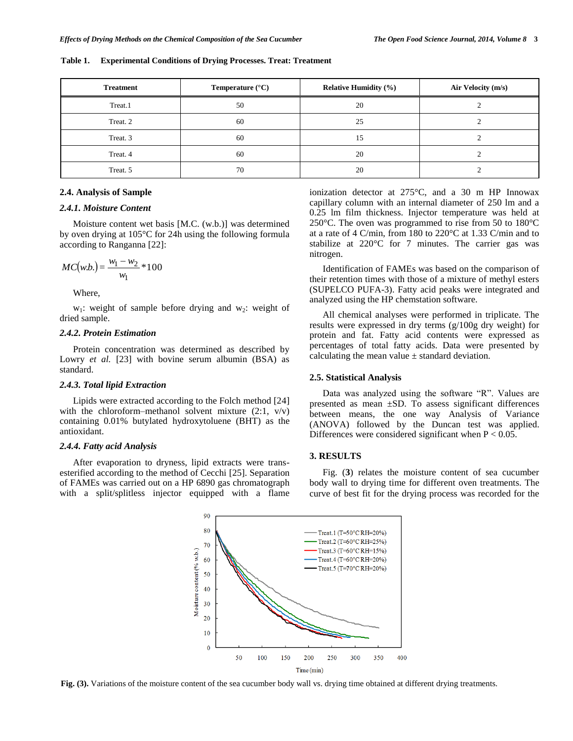**Table 1. Experimental Conditions of Drying Processes. Treat: Treatment**

| Treatment | Temperature (°C) | Relative Humidity (%) | Air Velocity (m/s) |
|---|---|---|---|
| Treat.1 | 50 | 20 | 2 |
| Treat. 2 | 60 | 25 | 2 |
| Treat. 3 | 60 | 15 | 2 |
| Treat. 4 | 60 | 20 | 2 |
| Treat. 5 | 70 | 20 | 2 |

### 2.4. Analysis of Sample

#### *2.4.1. Moisture Content*

Moisture content wet basis [M.C. (w.b.)] was determined by oven drying at 105°C for 24h using the following formula according to Ranganna [22]:

$$MC(w.b.) = \frac{w_1 - w_2}{w_1} * 100$$

Where,

$w_1$: weight of sample before drying and $w_2$: weight of dried sample.

#### *2.4.2. Protein Estimation*

Protein concentration was determined as described by Lowry *et al.* [23] with bovine serum albumin (BSA) as standard.

#### *2.4.3. Total lipid Extraction*

Lipids were extracted according to the Folch method [24] with the chloroform–methanol solvent mixture (2:1, v/v) containing 0.01% butylated hydroxytoluene (BHT) as the antioxidant.

#### *2.4.4. Fatty acid Analysis*

After evaporation to dryness, lipid extracts were trans-esterified according to the method of Cecchi [25]. Separation of FAMEs was carried out on a HP 6890 gas chromatograph with a split/splitless injector equipped with a flame ionization detector at 275°C, and a 30 m HP Innowax capillary column with an internal diameter of 250 lm and a 0.25 lm film thickness. Injector temperature was held at 250°C. The oven was programmed to rise from 50 to 180°C at a rate of 4 C/min, from 180 to 220°C at 1.33 C/min and to stabilize at 220°C for 7 minutes. The carrier gas was nitrogen.

Identification of FAMEs was based on the comparison of their retention times with those of a mixture of methyl esters (SUPELCO PUFA-3). Fatty acid peaks were integrated and analyzed using the HP chemstation software.

All chemical analyses were performed in triplicate. The results were expressed in dry terms (g/100g dry weight) for protein and fat. Fatty acid contents were expressed as percentages of total fatty acids. Data were presented by calculating the mean value ± standard deviation.

### 2.5. Statistical Analysis

Data was analyzed using the software "R". Values are presented as mean ±SD. To assess significant differences between means, the one way Analysis of Variance (ANOVA) followed by the Duncan test was applied. Differences were considered significant when $P < 0.05$.

## 3. RESULTS

Fig. (**3**) relates the moisture content of sea cucumber body wall to drying time for different oven treatments. The curve of best fit for the drying process was recorded for the

**Fig. (3).** Variations of the moisture content of the sea cucumber body wall vs. drying time obtained at different drying treatments.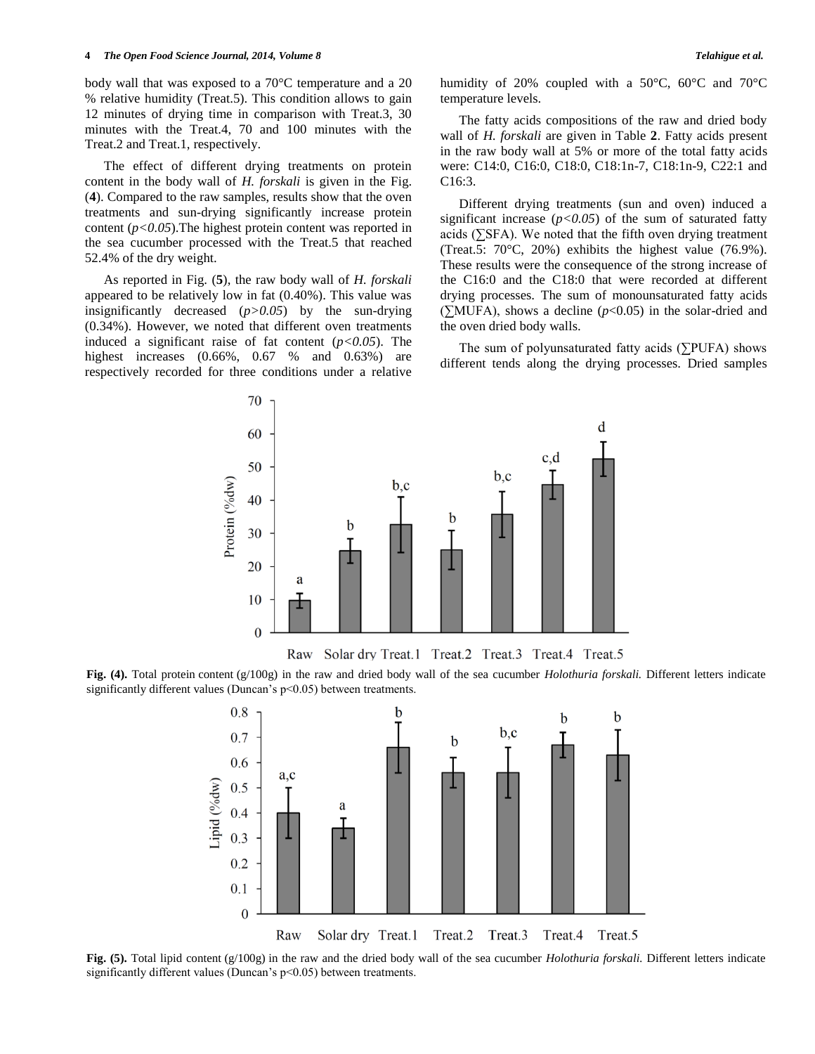body wall that was exposed to a 70°C temperature and a 20 % relative humidity (Treat.5). This condition allows to gain 12 minutes of drying time in comparison with Treat.3, 30 minutes with the Treat.4, 70 and 100 minutes with the Treat.2 and Treat.1, respectively.

The effect of different drying treatments on protein content in the body wall of *H. forskali* is given in the Fig. (**4**). Compared to the raw samples, results show that the oven treatments and sun-drying significantly increase protein content ($p<0.05$).The highest protein content was reported in the sea cucumber processed with the Treat.5 that reached 52.4% of the dry weight.

As reported in Fig. (**5**), the raw body wall of *H. forskali* appeared to be relatively low in fat (0.40%). This value was insignificantly decreased ($p>0.05$) by the sun-drying (0.34%). However, we noted that different oven treatments induced a significant raise of fat content ($p<0.05$). The highest increases (0.66%, 0.67 % and 0.63%) are respectively recorded for three conditions under a relative humidity of 20% coupled with a 50°C, 60°C and 70°C temperature levels.

The fatty acids compositions of the raw and dried body wall of *H. forskali* are given in Table **2**. Fatty acids present in the raw body wall at 5% or more of the total fatty acids were: C14:0, C16:0, C18:0, C18:1n-7, C18:1n-9, C22:1 and C16:3.

Different drying treatments (sun and oven) induced a significant increase ($p<0.05$) of the sum of saturated fatty acids (∑SFA). We noted that the fifth oven drying treatment (Treat.5: 70°C, 20%) exhibits the highest value (76.9%). These results were the consequence of the strong increase of the C16:0 and the C18:0 that were recorded at different drying processes. The sum of monounsaturated fatty acids (∑MUFA), shows a decline ($p<0.05$) in the solar-dried and the oven dried body walls.

The sum of polyunsaturated fatty acids (∑PUFA) shows different tends along the drying processes. Dried samples

**Fig. (4).** Total protein content (g/100g) in the raw and dried body wall of the sea cucumber *Holothuria forskali.* Different letters indicate significantly different values (Duncan's $p<0.05$) between treatments.

**Fig. (5).** Total lipid content (g/100g) in the raw and the dried body wall of the sea cucumber *Holothuria forskali.* Different letters indicate significantly different values (Duncan's $p<0.05$) between treatments.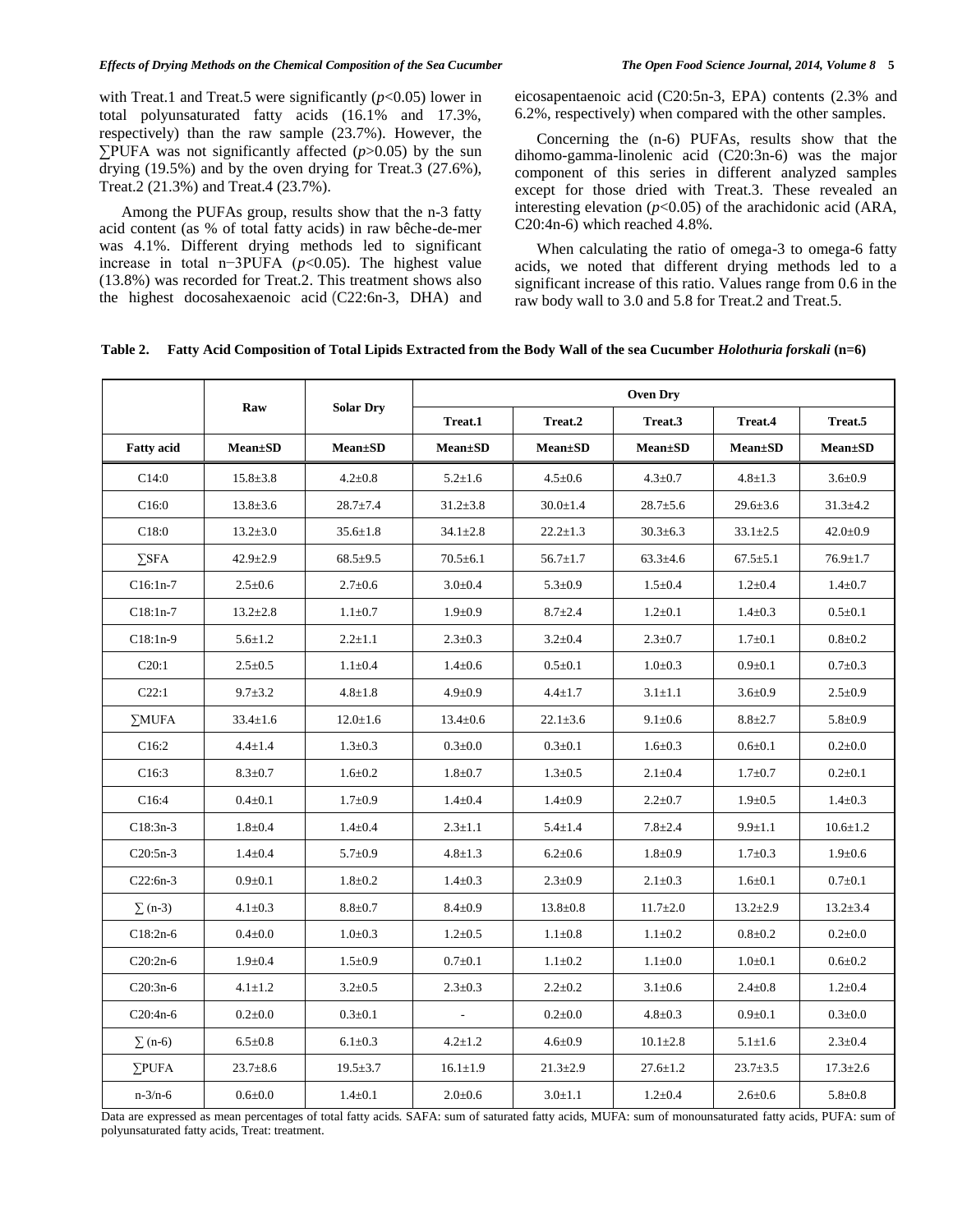with Treat.1 and Treat.5 were significantly ($p<0.05$) lower in total polyunsaturated fatty acids (16.1% and 17.3%, respectively) than the raw sample (23.7%). However, the ∑PUFA was not significantly affected ($p>0.05$) by the sun drying (19.5%) and by the oven drying for Treat.3 (27.6%), Treat.2 (21.3%) and Treat.4 (23.7%).

Among the PUFAs group, results show that the n-3 fatty acid content (as % of total fatty acids) in raw bêche-de-mer was 4.1%. Different drying methods led to significant increase in total n−3PUFA ($p<0.05$). The highest value (13.8%) was recorded for Treat.2. This treatment shows also the highest docosahexaenoic acid (C22:6n-3, DHA) and eicosapentaenoic acid (C20:5n-3, EPA) contents (2.3% and 6.2%, respectively) when compared with the other samples.

Concerning the (n-6) PUFAs, results show that the dihomo-gamma-linolenic acid (C20:3n-6) was the major component of this series in different analyzed samples except for those dried with Treat.3. These revealed an interesting elevation ($p<0.05$) of the arachidonic acid (ARA, C20:4n-6) which reached 4.8%.

When calculating the ratio of omega-3 to omega-6 fatty acids, we noted that different drying methods led to a significant increase of this ratio. Values range from 0.6 in the raw body wall to 3.0 and 5.8 for Treat.2 and Treat.5.

**Table 2. Fatty Acid Composition of Total Lipids Extracted from the Body Wall of the sea Cucumber *Holothuria forskali* (n=6)**

| | Raw | Solar Dry | Oven Dry | | | | |
|---|---|---|---|---|---|---|---|
| | | | Treat.1 | Treat.2 | Treat.3 | Treat.4 | Treat.5 |
| **Fatty acid** | **Mean±SD** | **Mean±SD** | **Mean±SD** | **Mean±SD** | **Mean±SD** | **Mean±SD** | **Mean±SD** |
| C14:0 | 15.8±3.8 | 4.2±0.8 | 5.2±1.6 | 4.5±0.6 | 4.3±0.7 | 4.8±1.3 | 3.6±0.9 |
| C16:0 | 13.8±3.6 | 28.7±7.4 | 31.2±3.8 | 30.0±1.4 | 28.7±5.6 | 29.6±3.6 | 31.3±4.2 |
| C18:0 | 13.2±3.0 | 35.6±1.8 | 34.1±2.8 | 22.2±1.3 | 30.3±6.3 | 33.1±2.5 | 42.0±0.9 |
| ∑SFA | 42.9±2.9 | 68.5±9.5 | 70.5±6.1 | 56.7±1.7 | 63.3±4.6 | 67.5±5.1 | 76.9±1.7 |
| C16:1n-7 | 2.5±0.6 | 2.7±0.6 | 3.0±0.4 | 5.3±0.9 | 1.5±0.4 | 1.2±0.4 | 1.4±0.7 |
| C18:1n-7 | 13.2±2.8 | 1.1±0.7 | 1.9±0.9 | 8.7±2.4 | 1.2±0.1 | 1.4±0.3 | 0.5±0.1 |
| C18:1n-9 | 5.6±1.2 | 2.2±1.1 | 2.3±0.3 | 3.2±0.4 | 2.3±0.7 | 1.7±0.1 | 0.8±0.2 |
| C20:1 | 2.5±0.5 | 1.1±0.4 | 1.4±0.6 | 0.5±0.1 | 1.0±0.3 | 0.9±0.1 | 0.7±0.3 |
| C22:1 | 9.7±3.2 | 4.8±1.8 | 4.9±0.9 | 4.4±1.7 | 3.1±1.1 | 3.6±0.9 | 2.5±0.9 |
| ∑MUFA | 33.4±1.6 | 12.0±1.6 | 13.4±0.6 | 22.1±3.6 | 9.1±0.6 | 8.8±2.7 | 5.8±0.9 |
| C16:2 | 4.4±1.4 | 1.3±0.3 | 0.3±0.0 | 0.3±0.1 | 1.6±0.3 | 0.6±0.1 | 0.2±0.0 |
| C16:3 | 8.3±0.7 | 1.6±0.2 | 1.8±0.7 | 1.3±0.5 | 2.1±0.4 | 1.7±0.7 | 0.2±0.1 |
| C16:4 | 0.4±0.1 | 1.7±0.9 | 1.4±0.4 | 1.4±0.9 | 2.2±0.7 | 1.9±0.5 | 1.4±0.3 |
| C18:3n-3 | 1.8±0.4 | 1.4±0.4 | 2.3±1.1 | 5.4±1.4 | 7.8±2.4 | 9.9±1.1 | 10.6±1.2 |
| C20:5n-3 | 1.4±0.4 | 5.7±0.9 | 4.8±1.3 | 6.2±0.6 | 1.8±0.9 | 1.7±0.3 | 1.9±0.6 |
| C22:6n-3 | 0.9±0.1 | 1.8±0.2 | 1.4±0.3 | 2.3±0.9 | 2.1±0.3 | 1.6±0.1 | 0.7±0.1 |
| ∑ (n-3) | 4.1±0.3 | 8.8±0.7 | 8.4±0.9 | 13.8±0.8 | 11.7±2.0 | 13.2±2.9 | 13.2±3.4 |
| C18:2n-6 | 0.4±0.0 | 1.0±0.3 | 1.2±0.5 | 1.1±0.8 | 1.1±0.2 | 0.8±0.2 | 0.2±0.0 |
| C20:2n-6 | 1.9±0.4 | 1.5±0.9 | 0.7±0.1 | 1.1±0.2 | 1.1±0.0 | 1.0±0.1 | 0.6±0.2 |
| C20:3n-6 | 4.1±1.2 | 3.2±0.5 | 2.3±0.3 | 2.2±0.2 | 3.1±0.6 | 2.4±0.8 | 1.2±0.4 |
| C20:4n-6 | 0.2±0.0 | 0.3±0.1 | - | 0.2±0.0 | 4.8±0.3 | 0.9±0.1 | 0.3±0.0 |
| ∑ (n-6) | 6.5±0.8 | 6.1±0.3 | 4.2±1.2 | 4.6±0.9 | 10.1±2.8 | 5.1±1.6 | 2.3±0.4 |
| ∑PUFA | 23.7±8.6 | 19.5±3.7 | 16.1±1.9 | 21.3±2.9 | 27.6±1.2 | 23.7±3.5 | 17.3±2.6 |
| n-3/n-6 | 0.6±0.0 | 1.4±0.1 | 2.0±0.6 | 3.0±1.1 | 1.2±0.4 | 2.6±0.6 | 5.8±0.8 |

Data are expressed as mean percentages of total fatty acids. SAFA: sum of saturated fatty acids, MUFA: sum of monounsaturated fatty acids, PUFA: sum of polyunsaturated fatty acids, Treat: treatment.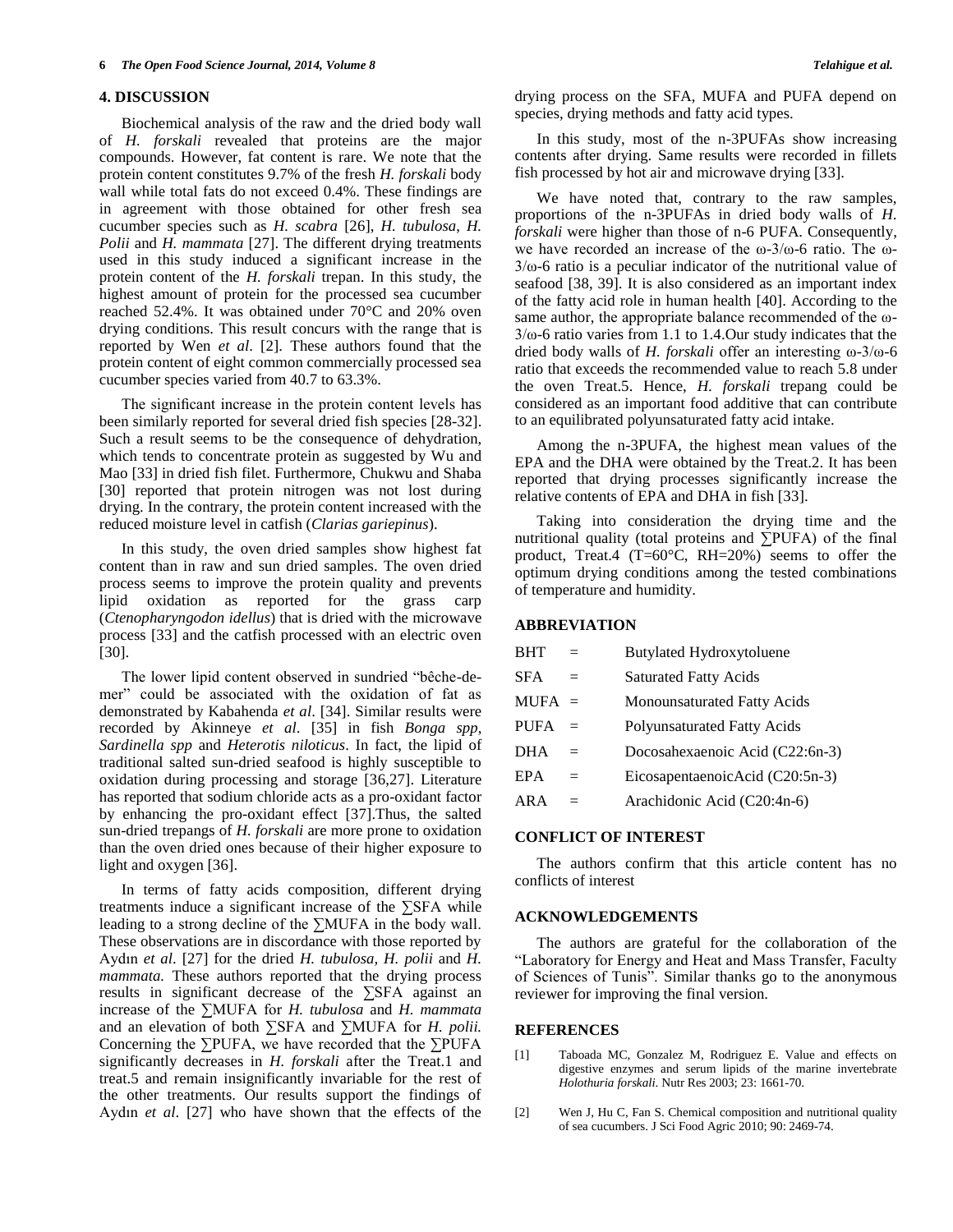## 4. DISCUSSION

Biochemical analysis of the raw and the dried body wall of *H. forskali* revealed that proteins are the major compounds. However, fat content is rare. We note that the protein content constitutes 9.7% of the fresh *H. forskali* body wall while total fats do not exceed 0.4%. These findings are in agreement with those obtained for other fresh sea cucumber species such as *H. scabra* [26], *H. tubulosa*, *H. Polii* and *H. mammata* [27]. The different drying treatments used in this study induced a significant increase in the protein content of the *H. forskali* trepan. In this study, the highest amount of protein for the processed sea cucumber reached 52.4%. It was obtained under 70°C and 20% oven drying conditions. This result concurs with the range that is reported by Wen *et al*. [2]. These authors found that the protein content of eight common commercially processed sea cucumber species varied from 40.7 to 63.3%.

The significant increase in the protein content levels has been similarly reported for several dried fish species [28-32]. Such a result seems to be the consequence of dehydration, which tends to concentrate protein as suggested by Wu and Mao [33] in dried fish filet. Furthermore, Chukwu and Shaba [30] reported that protein nitrogen was not lost during drying. In the contrary, the protein content increased with the reduced moisture level in catfish (*Clarias gariepinus*).

In this study, the oven dried samples show highest fat content than in raw and sun dried samples. The oven dried process seems to improve the protein quality and prevents lipid oxidation as reported for the grass carp (*Ctenopharyngodon idellus*) that is dried with the microwave process [33] and the catfish processed with an electric oven [30].

The lower lipid content observed in sundried "bêche-de-mer" could be associated with the oxidation of fat as demonstrated by Kabahenda *et al*. [34]. Similar results were recorded by Akinneye *et al*. [35] in fish *Bonga spp*, *Sardinella spp* and *Heterotis niloticus*. In fact, the lipid of traditional salted sun-dried seafood is highly susceptible to oxidation during processing and storage [36,27]. Literature has reported that sodium chloride acts as a pro-oxidant factor by enhancing the pro-oxidant effect [37].Thus, the salted sun-dried trepangs of *H. forskali* are more prone to oxidation than the oven dried ones because of their higher exposure to light and oxygen [36].

In terms of fatty acids composition, different drying treatments induce a significant increase of the ∑SFA while leading to a strong decline of the ∑MUFA in the body wall. These observations are in discordance with those reported by Aydın *et al*. [27] for the dried *H. tubulosa, H. polii* and *H. mammata.* These authors reported that the drying process results in significant decrease of the ∑SFA against an increase of the ∑MUFA for *H. tubulosa* and *H. mammata* and an elevation of both ∑SFA and ∑MUFA for *H. polii.* Concerning the ∑PUFA, we have recorded that the ∑PUFA significantly decreases in *H. forskali* after the Treat.1 and treat.5 and remain insignificantly invariable for the rest of the other treatments. Our results support the findings of Aydın *et al*. [27] who have shown that the effects of the drying process on the SFA, MUFA and PUFA depend on species, drying methods and fatty acid types.

In this study, most of the n-3PUFAs show increasing contents after drying. Same results were recorded in fillets fish processed by hot air and microwave drying [33].

We have noted that, contrary to the raw samples, proportions of the n-3PUFAs in dried body walls of *H. forskali* were higher than those of n-6 PUFA. Consequently, we have recorded an increase of the ω-3/ω-6 ratio. The ω-3/ω-6 ratio is a peculiar indicator of the nutritional value of seafood [38, 39]. It is also considered as an important index of the fatty acid role in human health [40]. According to the same author, the appropriate balance recommended of the ω-3/ω-6 ratio varies from 1.1 to 1.4.Our study indicates that the dried body walls of *H. forskali* offer an interesting ω-3/ω-6 ratio that exceeds the recommended value to reach 5.8 under the oven Treat.5. Hence, *H. forskali* trepang could be considered as an important food additive that can contribute to an equilibrated polyunsaturated fatty acid intake.

Among the n-3PUFA, the highest mean values of the EPA and the DHA were obtained by the Treat.2. It has been reported that drying processes significantly increase the relative contents of EPA and DHA in fish [33].

Taking into consideration the drying time and the nutritional quality (total proteins and ∑PUFA) of the final product, Treat.4 (T=60°C, RH=20%) seems to offer the optimum drying conditions among the tested combinations of temperature and humidity.

## ABBREVIATION

| | | |
|---|---|---|
| BHT | = | Butylated Hydroxytoluene |
| SFA | = | Saturated Fatty Acids |
| MUFA | = | Monounsaturated Fatty Acids |
| PUFA | = | Polyunsaturated Fatty Acids |
| DHA | = | Docosahexaenoic Acid (C22:6n-3) |
| EPA | = | EicosapentaenoicAcid (C20:5n-3) |
| ARA | = | Arachidonic Acid (C20:4n-6) |

## CONFLICT OF INTEREST

The authors confirm that this article content has no conflicts of interest

## ACKNOWLEDGEMENTS

The authors are grateful for the collaboration of the "Laboratory for Energy and Heat and Mass Transfer, Faculty of Sciences of Tunis". Similar thanks go to the anonymous reviewer for improving the final version.

## REFERENCES

[1] Taboada MC, Gonzalez M, Rodriguez E. Value and effects on digestive enzymes and serum lipids of the marine invertebrate *Holothuria forskali*. Nutr Res 2003; 23: 1661-70.

[2] Wen J, Hu C, Fan S. Chemical composition and nutritional quality of sea cucumbers. J Sci Food Agric 2010; 90: 2469-74.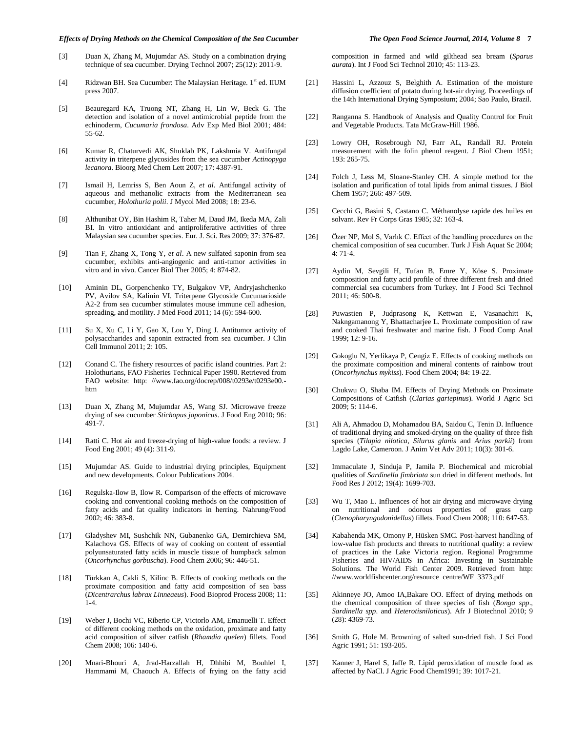[3] Duan X, Zhang M, Mujumdar AS. Study on a combination drying technique of sea cucumber. Drying Technol 2007; 25(12): 2011-9.

[4] Ridzwan BH. Sea Cucumber: The Malaysian Heritage. 1st ed. IIUM press 2007.

[5] Beauregard KA, Truong NT, Zhang H, Lin W, Beck G. The detection and isolation of a novel antimicrobial peptide from the echinoderm, *Cucumaria frondosa*. Adv Exp Med Biol 2001; 484: 55-62.

[6] Kumar R, Chaturvedi AK, Shuklab PK, Lakshmia V. Antifungal activity in triterpene glycosides from the sea cucumber *Actinopyga lecanora*. Bioorg Med Chem Lett 2007; 17: 4387-91.

[7] Ismail H, Lemriss S, Ben Aoun Z, *et al*. Antifungal activity of aqueous and methanolic extracts from the Mediterranean sea cucumber, *Holothuria polii*. J Mycol Med 2008; 18: 23-6.

[8] Althunibat OY, Bin Hashim R, Taher M, Daud JM, Ikeda MA, Zali BI. In vitro antioxidant and antiproliferative activities of three Malaysian sea cucumber species. Eur. J. Sci. Res 2009; 37: 376-87.

[9] Tian F, Zhang X, Tong Y, *et al*. A new sulfated saponin from sea cucumber, exhibits anti-angiogenic and anti-tumor activities in vitro and in vivo. Cancer Biol Ther 2005; 4: 874-82.

[10] Aminin DL, Gorpenchenko TY, Bulgakov VP, Andryjashchenko PV, Avilov SA, Kalinin VI. Triterpene Glycoside Cucumarioside A2-2 from sea cucumber stimulates mouse immune cell adhesion, spreading, and motility. J Med Food 2011; 14 (6): 594-600.

[11] Su X, Xu C, Li Y, Gao X, Lou Y, Ding J. Antitumor activity of polysaccharides and saponin extracted from sea cucumber. J Clin Cell Immunol 2011; 2: 105.

[12] Conand C. The fishery resources of pacific island countries. Part 2: Holothurians, FAO Fisheries Technical Paper 1990. Retrieved from FAO website: http: //www.fao.org/docrep/008/t0293e/t0293e00.-htm

[13] Duan X, Zhang M, Mujumdar AS, Wang SJ. Microwave freeze drying of sea cucumber *Stichopus japonicus*. J Food Eng 2010; 96: 491-7.

[14] Ratti C. Hot air and freeze-drying of high-value foods: a review. J Food Eng 2001; 49 (4): 311-9.

[15] Mujumdar AS. Guide to industrial drying principles, Equipment and new developments. Colour Publications 2004.

[16] Regulska-Ilow B, Ilow R. Comparison of the effects of microwave cooking and conventional cooking methods on the composition of fatty acids and fat quality indicators in herring. Nahrung/Food 2002; 46: 383-8.

[17] Gladyshev MI, Sushchik NN, Gubanenko GA, Demirchieva SM, Kalachova GS. Effects of way of cooking on content of essential polyunsaturated fatty acids in muscle tissue of humpback salmon (*Oncorhynchus gorbuscha*). Food Chem 2006; 96: 446-51.

[18] Türkkan A, Cakli S, Kilinc B. Effects of cooking methods on the proximate composition and fatty acid composition of sea bass (*Dicentrarchus labrax Linneaeus*). Food Bioprod Process 2008; 11: 1-4.

[19] Weber J, Bochi VC, Riberio CP, Victorlo AM, Emanuelli T. Effect of different cooking methods on the oxidation, proximate and fatty acid composition of silver catfish (*Rhamdia quelen*) fillets. Food Chem 2008; 106: 140-6.

[20] Mnari-Bhouri A, Jrad-Harzallah H, Dhhibi M, Bouhlel I, Hammami M, Chaouch A. Effects of frying on the fatty acid composition in farmed and wild gilthead sea bream (*Sparus aurata*). Int J Food Sci Technol 2010; 45: 113-23.

[21] Hassini L, Azzouz S, Belghith A. Estimation of the moisture diffusion coefficient of potato during hot-air drying. Proceedings of the 14th International Drying Symposium; 2004; Sao Paulo, Brazil.

[22] Ranganna S. Handbook of Analysis and Quality Control for Fruit and Vegetable Products. Tata McGraw-Hill 1986.

[23] Lowry OH, Rosebrough NJ, Farr AL, Randall RJ. Protein measurement with the folin phenol reagent. J Biol Chem 1951; 193: 265-75.

[24] Folch J, Less M, Sloane-Stanley CH. A simple method for the isolation and purification of total lipids from animal tissues. J Biol Chem 1957; 266: 497-509.

[25] Cecchi G, Basini S, Castano C. Méthanolyse rapide des huiles en solvant. Rev Fr Corps Gras 1985; 32: 163-4.

[26] Özer NP, Mol S, Varlık C. Effect of the handling procedures on the chemical composition of sea cucumber. Turk J Fish Aquat Sc 2004; 4: 71-4.

[27] Aydin M, Sevgili H, Tufan B, Emre Y, Köse S. Proximate composition and fatty acid profile of three different fresh and dried commercial sea cucumbers from Turkey. Int J Food Sci Technol 2011; 46: 500-8.

[28] Puwastien P, Judprasong K, Kettwan E, Vasanachitt K, Nakngamanong Y, Bhattacharjee L. Proximate composition of raw and cooked Thai freshwater and marine fish. J Food Comp Anal 1999; 12: 9-16.

[29] Gokoglu N, Yerlikaya P, Cengiz E. Effects of cooking methods on the proximate composition and mineral contents of rainbow trout (*Oncorhynchus mykiss*). Food Chem 2004; 84: 19-22.

[30] Chukwu O, Shaba IM. Effects of Drying Methods on Proximate Compositions of Catfish (*Clarias gariepinus*). World J Agric Sci 2009; 5: 114-6.

[31] Ali A, Ahmadou D, Mohamadou BA, Saidou C, Tenin D. Influence of traditional drying and smoked-drying on the quality of three fish species (*Tilapia nilotica*, *Silurus glanis* and *Arius parkii*) from Lagdo Lake, Cameroon. J Anim Vet Adv 2011; 10(3): 301-6.

[32] Immaculate J, Sinduja P, Jamila P. Biochemical and microbial qualities of *Sardinella fimbriata* sun dried in different methods. Int Food Res J 2012; 19(4): 1699-703.

[33] Wu T, Mao L. Influences of hot air drying and microwave drying on nutritional and odorous properties of grass carp (*Ctenopharyngodonidellus*) fillets. Food Chem 2008; 110: 647-53.

[34] Kabahenda MK, Omony P, Hüsken SMC. Post-harvest handling of low-value fish products and threats to nutritional quality: a review of practices in the Lake Victoria region. Regional Programme Fisheries and HIV/AIDS in Africa: Investing in Sustainable Solutions. The World Fish Center 2009. Retrieved from http: //www.worldfishcenter.org/resource_centre/WF_3373.pdf

[35] Akinneye JO, Amoo IA,Bakare OO. Effect of drying methods on the chemical composition of three species of fish (*Bonga spp*., *Sardinella spp*. and *Heterotisniloticus*). Afr J Biotechnol 2010; 9 (28): 4369-73.

[36] Smith G, Hole M. Browning of salted sun-dried fish. J Sci Food Agric 1991; 51: 193-205.

[37] Kanner J, Harel S, Jaffe R. Lipid peroxidation of muscle food as affected by NaCl. J Agric Food Chem1991; 39: 1017-21.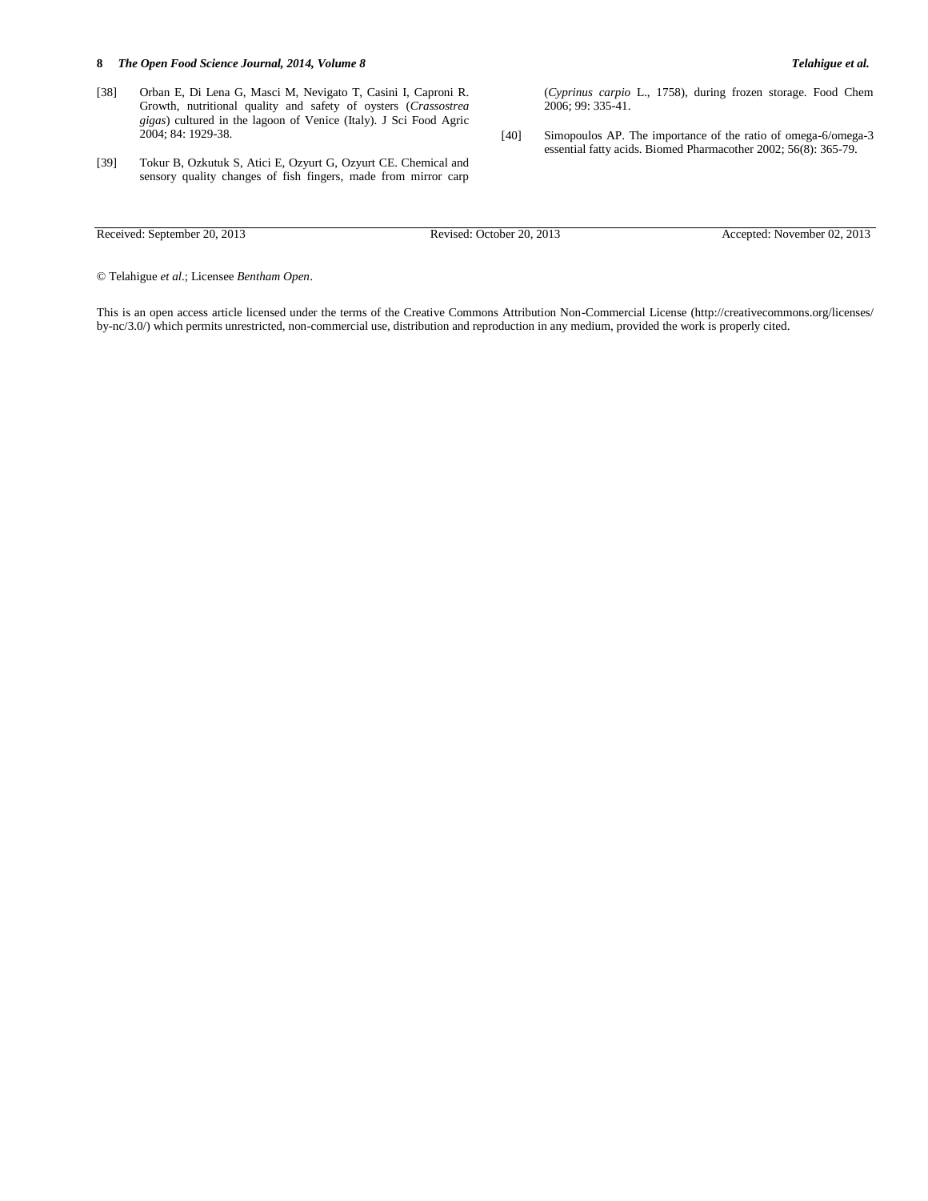[38] Orban E, Di Lena G, Masci M, Nevigato T, Casini I, Caproni R. Growth, nutritional quality and safety of oysters (*Crassostrea gigas*) cultured in the lagoon of Venice (Italy). J Sci Food Agric 2004; 84: 1929-38.

[39] Tokur B, Ozkutuk S, Atici E, Ozyurt G, Ozyurt CE. Chemical and sensory quality changes of fish fingers, made from mirror carp (*Cyprinus carpio* L., 1758), during frozen storage. Food Chem 2006; 99: 335-41.

[40] Simopoulos AP. The importance of the ratio of omega-6/omega-3 essential fatty acids. Biomed Pharmacother 2002; 56(8): 365-79.

Received: September 20, 2013 Revised: October 20, 2013 Accepted: November 02, 2013

© Telahigue *et al*.; Licensee *Bentham Open*.

This is an open access article licensed under the terms of the Creative Commons Attribution Non-Commercial License (http://creativecommons.org/licenses/by-nc/3.0/) which permits unrestricted, non-commercial use, distribution and reproduction in any medium, provided the work is properly cited.